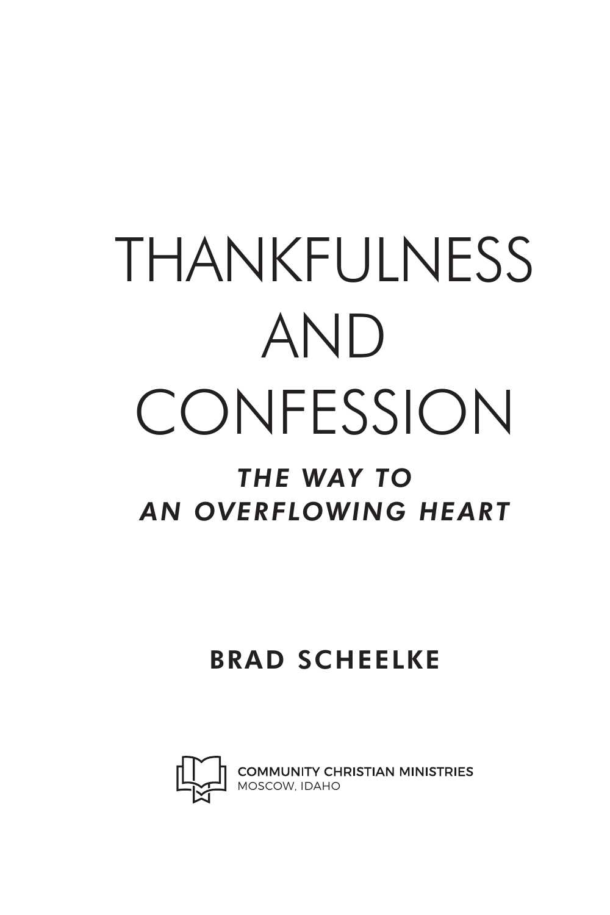# THANKFULNESS AND CONFESSION

## *THE WAY TO AN OVERFLOWING HEART*

**BRAD SCHEELKE**

COMMUNITY CHRISTIAN MINISTRIES
MOSCOW, IDAHO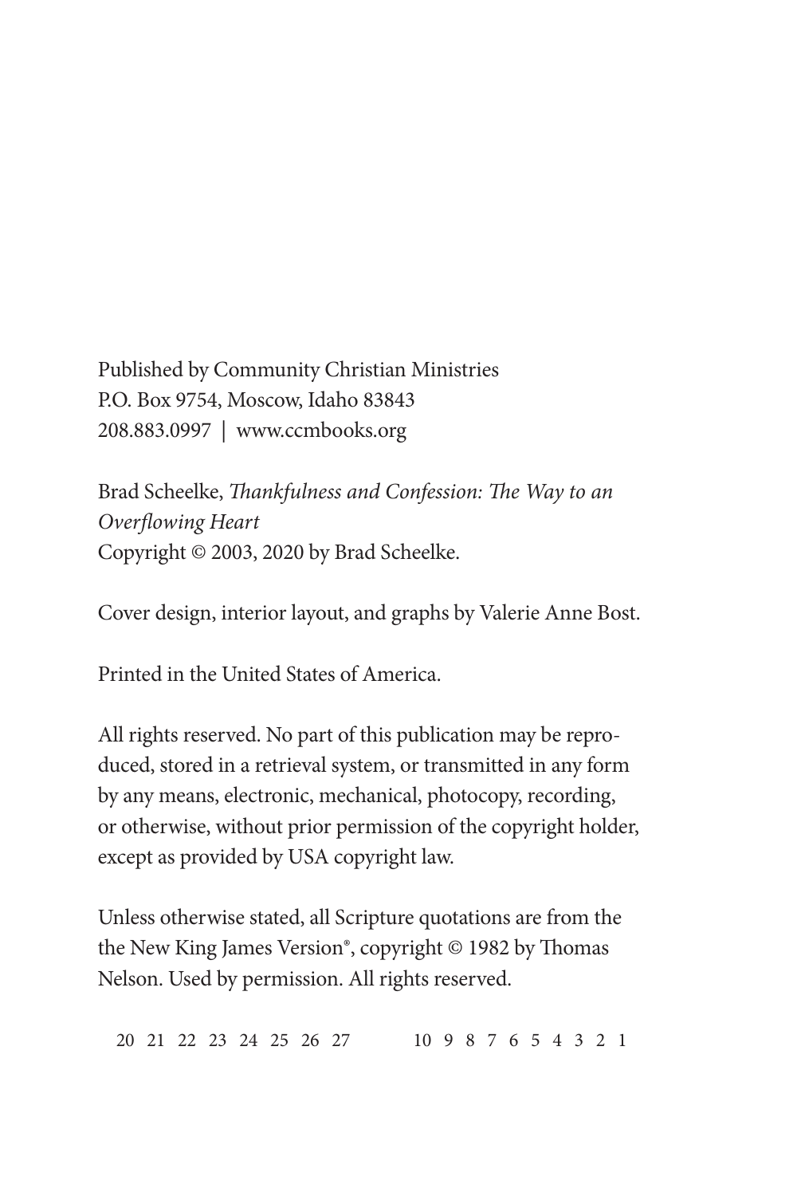Published by Community Christian Ministries
P.O. Box 9754, Moscow, Idaho 83843
208.883.0997 | www.ccmbooks.org

Brad Scheelke, *Thankfulness and Confession: The Way to an Overflowing Heart*
Copyright © 2003, 2020 by Brad Scheelke.

Cover design, interior layout, and graphs by Valerie Anne Bost.

Printed in the United States of America.

All rights reserved. No part of this publication may be reproduced, stored in a retrieval system, or transmitted in any form by any means, electronic, mechanical, photocopy, recording, or otherwise, without prior permission of the copyright holder, except as provided by USA copyright law.

Unless otherwise stated, all Scripture quotations are from the the New King James Version®, copyright © 1982 by Thomas Nelson. Used by permission. All rights reserved.

20 21 22 23 24 25 26 27     10 9 8 7 6 5 4 3 2 1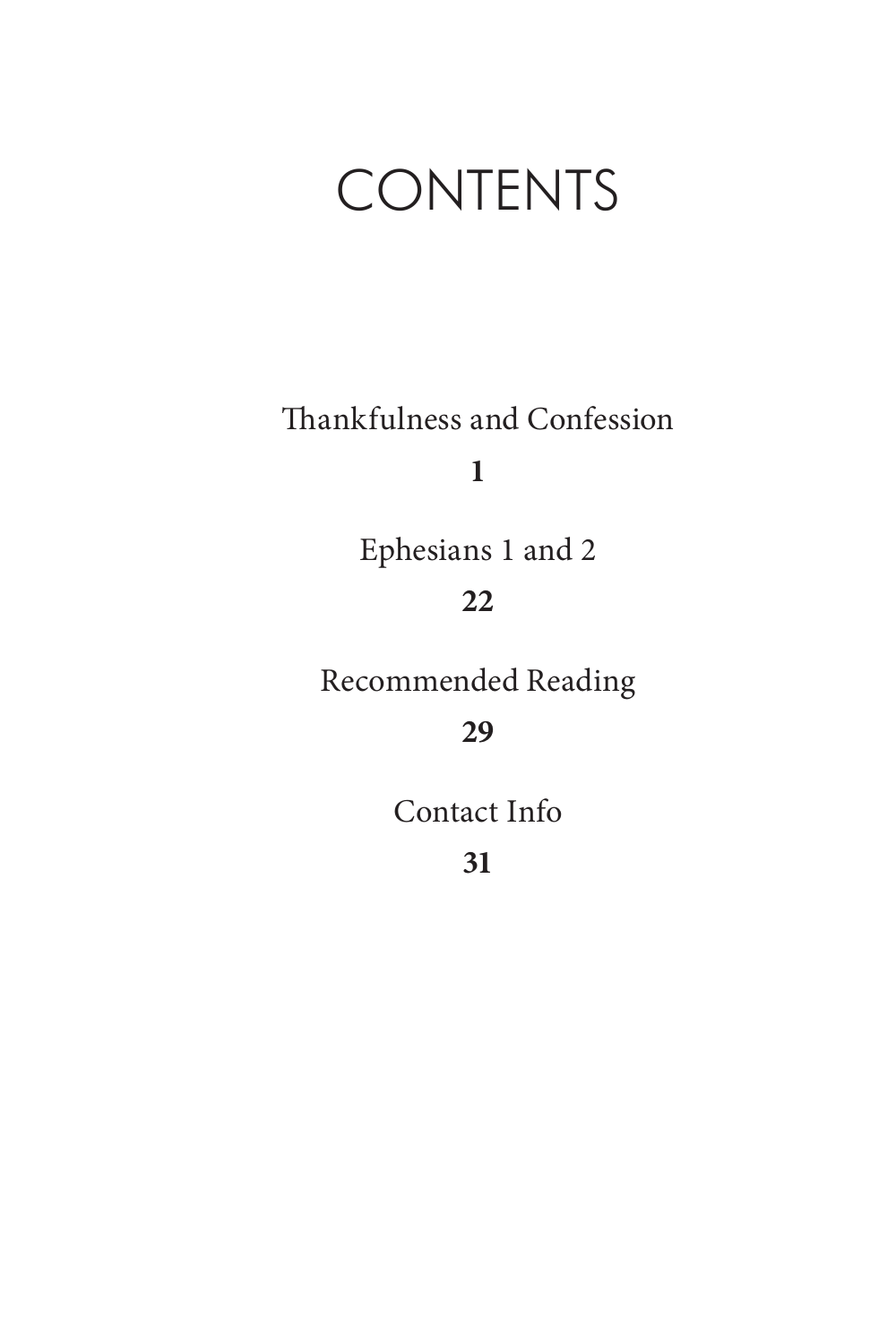# CONTENTS

Thankfulness and Confession

**1**

Ephesians 1 and 2

**22**

Recommended Reading

**29**

Contact Info

**31**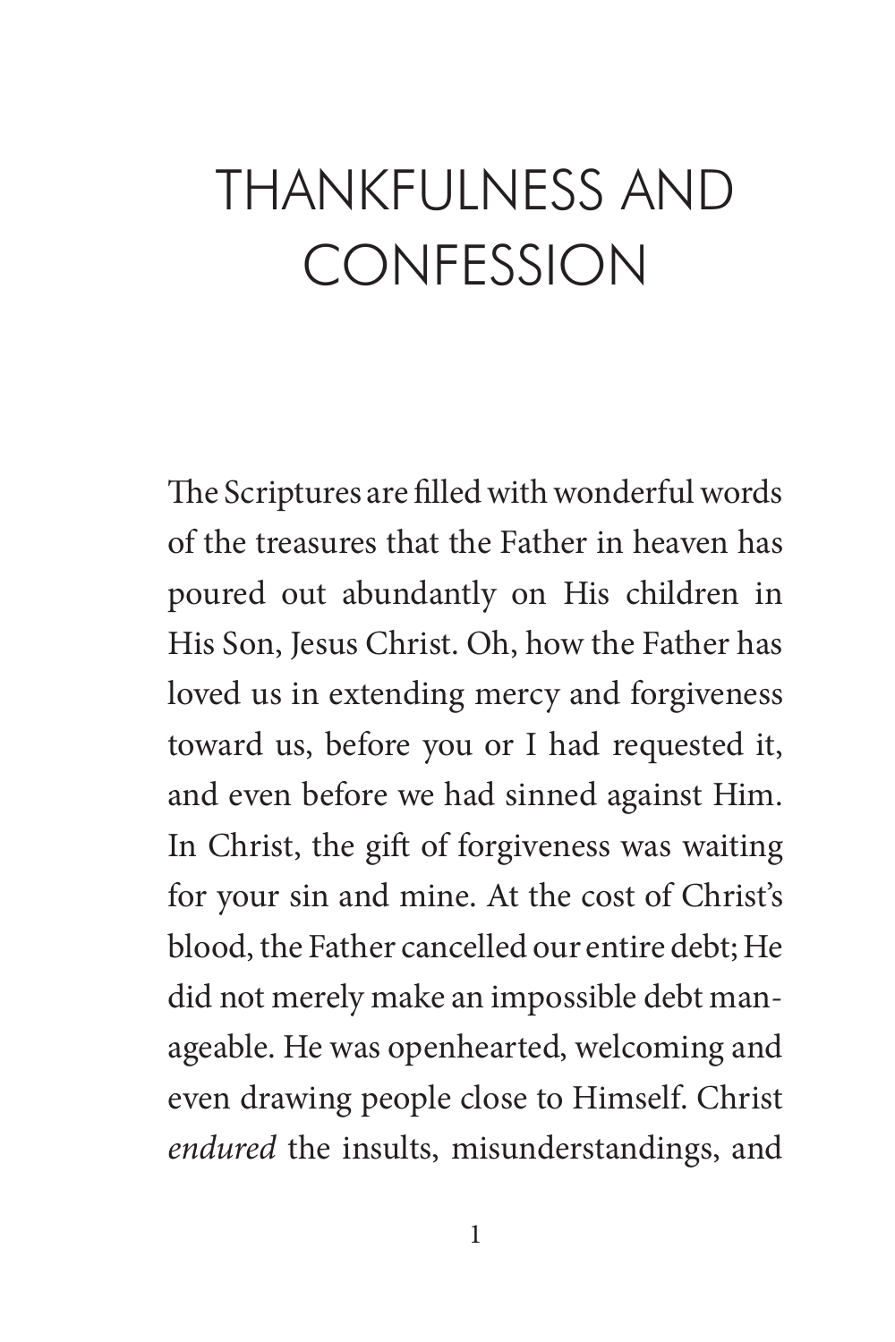# THANKFULNESS AND CONFESSION

The Scriptures are filled with wonderful words of the treasures that the Father in heaven has poured out abundantly on His children in His Son, Jesus Christ. Oh, how the Father has loved us in extending mercy and forgiveness toward us, before you or I had requested it, and even before we had sinned against Him. In Christ, the gift of forgiveness was waiting for your sin and mine. At the cost of Christ's blood, the Father cancelled our entire debt; He did not merely make an impossible debt manageable. He was openhearted, welcoming and even drawing people close to Himself. Christ *endured* the insults, misunderstandings, and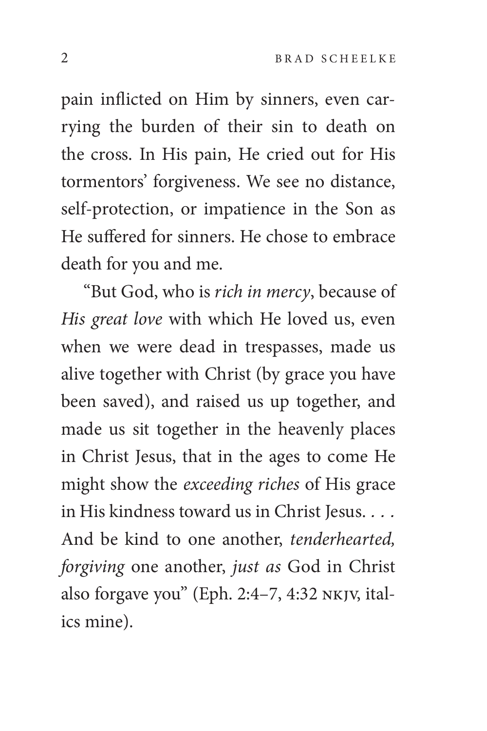pain inflicted on Him by sinners, even carrying the burden of their sin to death on the cross. In His pain, He cried out for His tormentors' forgiveness. We see no distance, self-protection, or impatience in the Son as He suffered for sinners. He chose to embrace death for you and me.

"But God, who is *rich in mercy*, because of *His great love* with which He loved us, even when we were dead in trespasses, made us alive together with Christ (by grace you have been saved), and raised us up together, and made us sit together in the heavenly places in Christ Jesus, that in the ages to come He might show the *exceeding riches* of His grace in His kindness toward us in Christ Jesus. . . . And be kind to one another, *tenderhearted, forgiving* one another, *just as* God in Christ also forgave you" (Eph. 2:4–7, 4:32 NKJV, italics mine).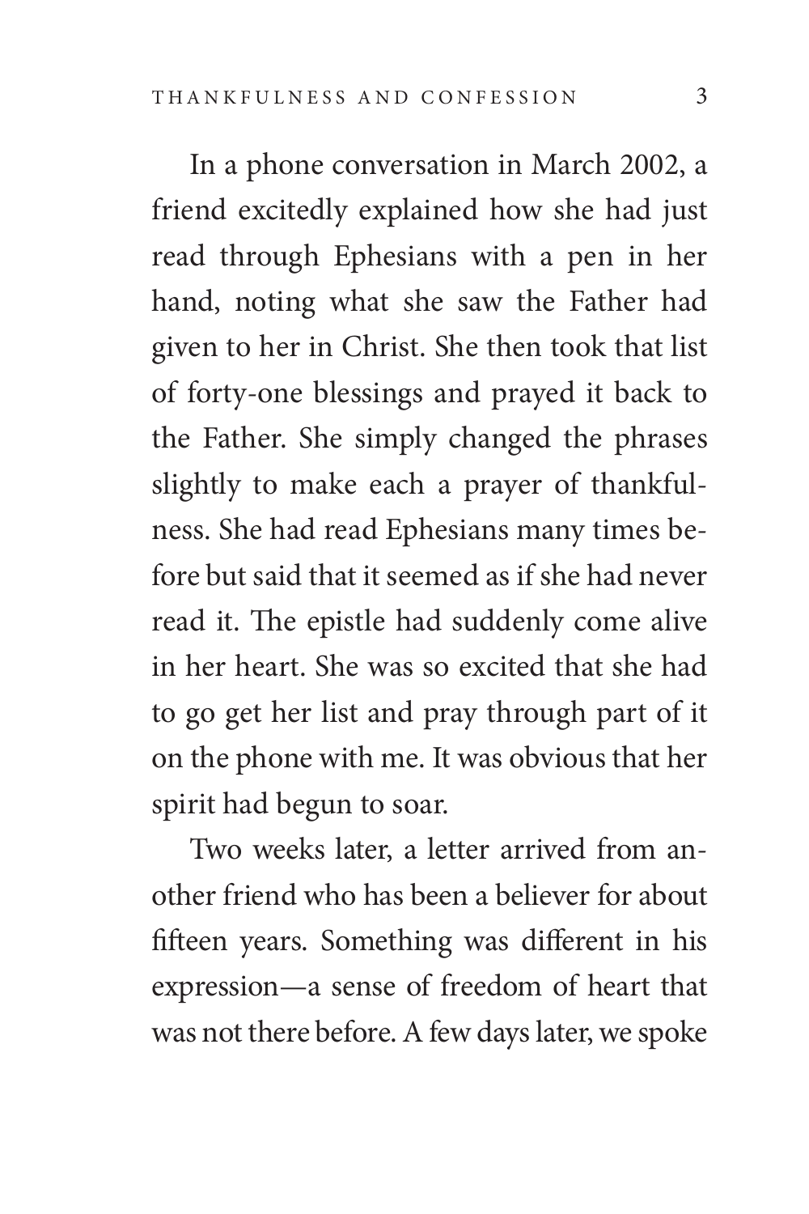In a phone conversation in March 2002, a friend excitedly explained how she had just read through Ephesians with a pen in her hand, noting what she saw the Father had given to her in Christ. She then took that list of forty-one blessings and prayed it back to the Father. She simply changed the phrases slightly to make each a prayer of thankfulness. She had read Ephesians many times before but said that it seemed as if she had never read it. The epistle had suddenly come alive in her heart. She was so excited that she had to go get her list and pray through part of it on the phone with me. It was obvious that her spirit had begun to soar.

Two weeks later, a letter arrived from another friend who has been a believer for about fifteen years. Something was different in his expression—a sense of freedom of heart that was not there before. A few days later, we spoke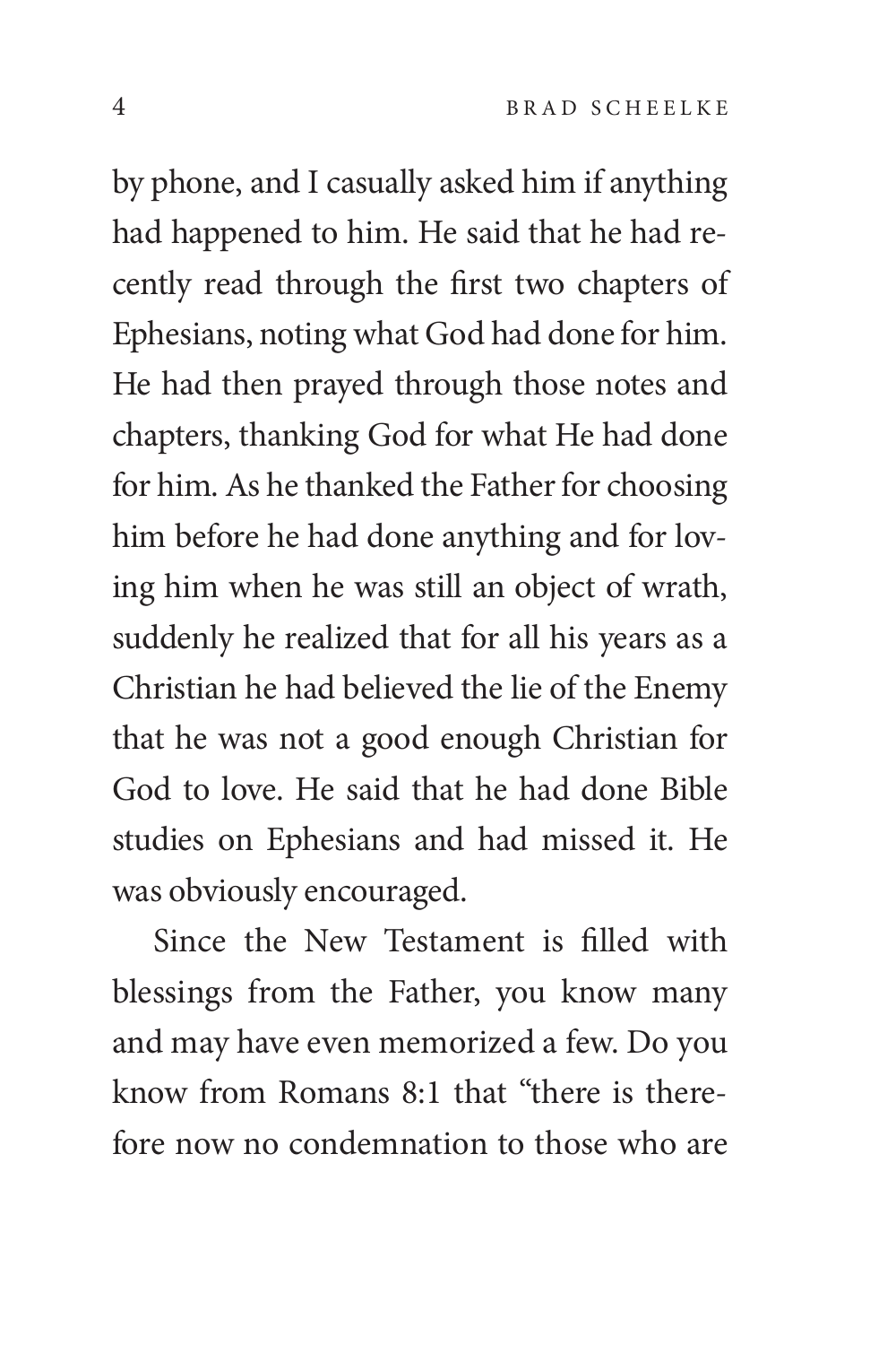by phone, and I casually asked him if anything had happened to him. He said that he had recently read through the first two chapters of Ephesians, noting what God had done for him. He had then prayed through those notes and chapters, thanking God for what He had done for him. As he thanked the Father for choosing him before he had done anything and for loving him when he was still an object of wrath, suddenly he realized that for all his years as a Christian he had believed the lie of the Enemy that he was not a good enough Christian for God to love. He said that he had done Bible studies on Ephesians and had missed it. He was obviously encouraged.

Since the New Testament is filled with blessings from the Father, you know many and may have even memorized a few. Do you know from Romans 8:1 that "there is therefore now no condemnation to those who are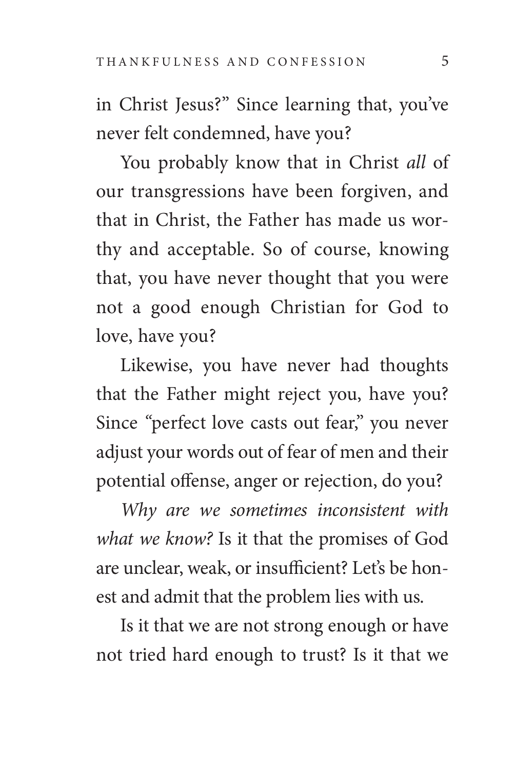in Christ Jesus?" Since learning that, you've never felt condemned, have you?

You probably know that in Christ *all* of our transgressions have been forgiven, and that in Christ, the Father has made us worthy and acceptable. So of course, knowing that, you have never thought that you were not a good enough Christian for God to love, have you?

Likewise, you have never had thoughts that the Father might reject you, have you? Since "perfect love casts out fear," you never adjust your words out of fear of men and their potential offense, anger or rejection, do you?

*Why are we sometimes inconsistent with what we know?* Is it that the promises of God are unclear, weak, or insufficient? Let's be honest and admit that the problem lies with us.

Is it that we are not strong enough or have not tried hard enough to trust? Is it that we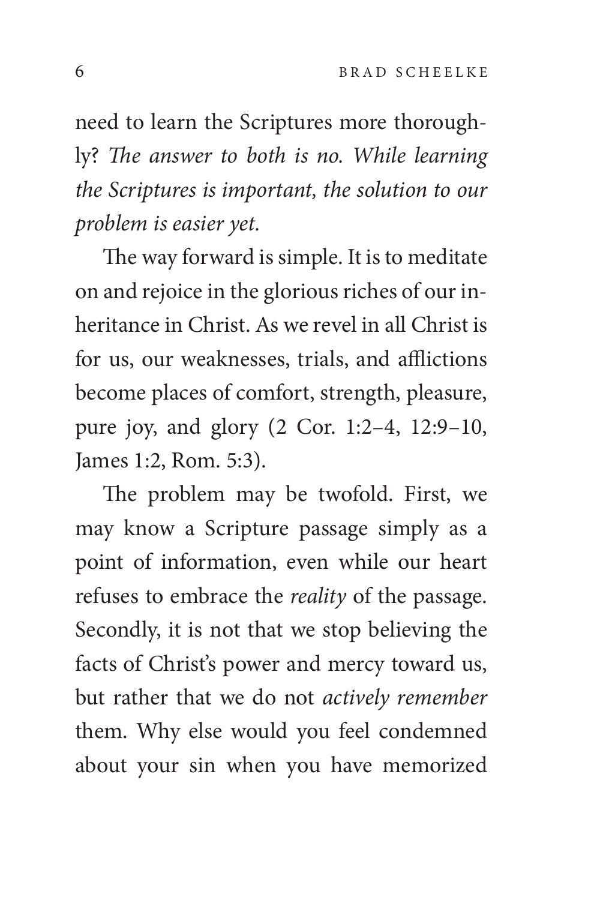need to learn the Scriptures more thoroughly? *The answer to both is no. While learning the Scriptures is important, the solution to our problem is easier yet.*

The way forward is simple. It is to meditate on and rejoice in the glorious riches of our inheritance in Christ. As we revel in all Christ is for us, our weaknesses, trials, and afflictions become places of comfort, strength, pleasure, pure joy, and glory (2 Cor. 1:2–4, 12:9–10, James 1:2, Rom. 5:3).

The problem may be twofold. First, we may know a Scripture passage simply as a point of information, even while our heart refuses to embrace the *reality* of the passage. Secondly, it is not that we stop believing the facts of Christ's power and mercy toward us, but rather that we do not *actively remember* them. Why else would you feel condemned about your sin when you have memorized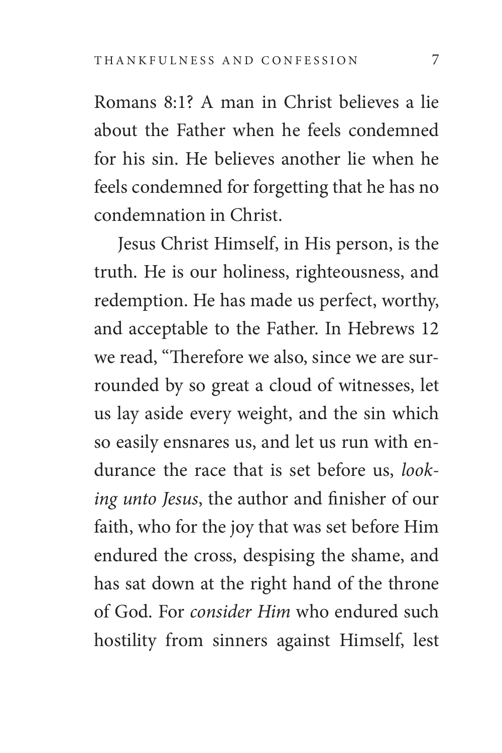Romans 8:1? A man in Christ believes a lie about the Father when he feels condemned for his sin. He believes another lie when he feels condemned for forgetting that he has no condemnation in Christ.

Jesus Christ Himself, in His person, is the truth. He is our holiness, righteousness, and redemption. He has made us perfect, worthy, and acceptable to the Father. In Hebrews 12 we read, "Therefore we also, since we are surrounded by so great a cloud of witnesses, let us lay aside every weight, and the sin which so easily ensnares us, and let us run with endurance the race that is set before us, *looking unto Jesus*, the author and finisher of our faith, who for the joy that was set before Him endured the cross, despising the shame, and has sat down at the right hand of the throne of God. For *consider Him* who endured such hostility from sinners against Himself, lest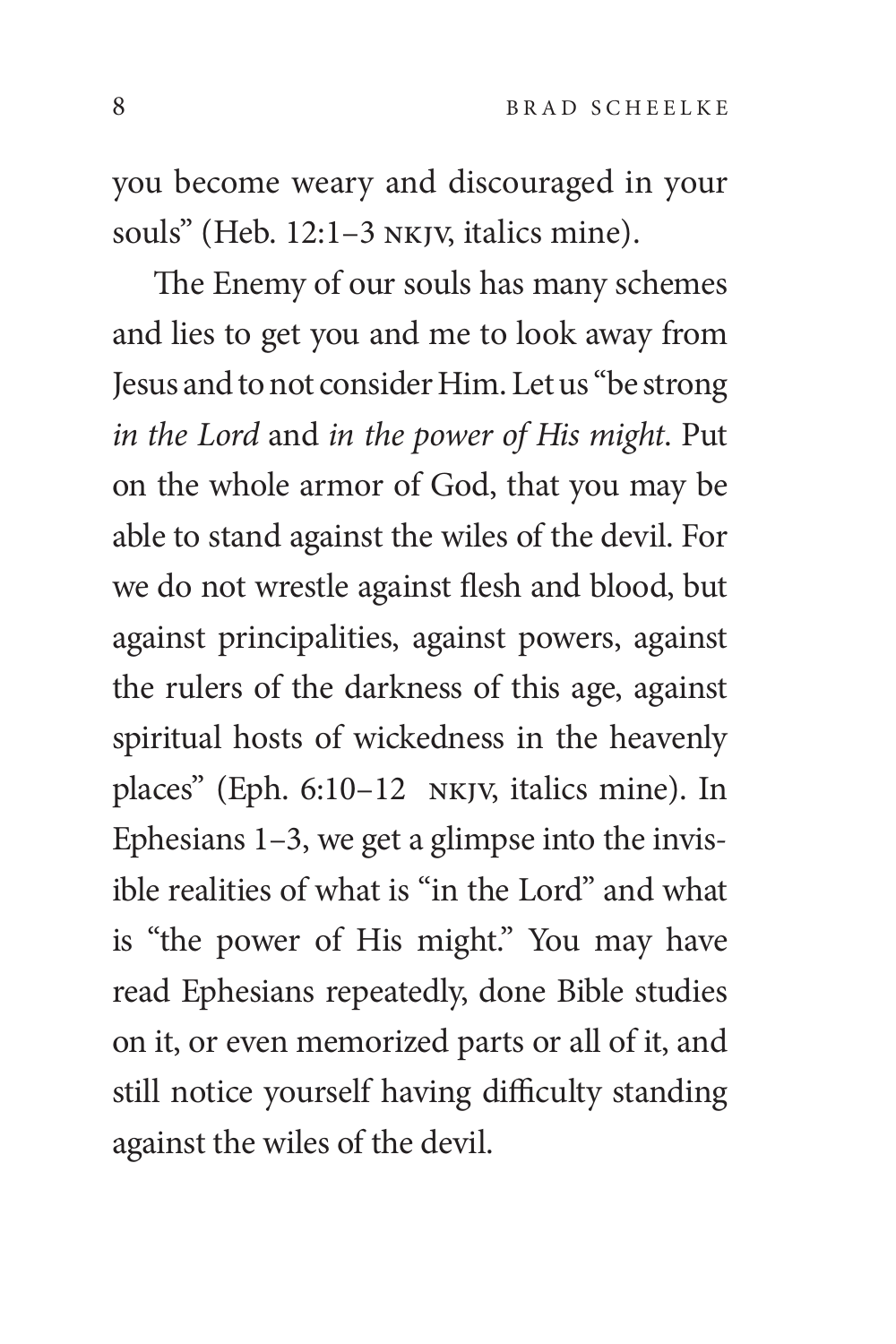you become weary and discouraged in your souls" (Heb. 12:1–3 NKJV, italics mine).

The Enemy of our souls has many schemes and lies to get you and me to look away from Jesus and to not consider Him. Let us "be strong *in the Lord* and *in the power of His might*. Put on the whole armor of God, that you may be able to stand against the wiles of the devil. For we do not wrestle against flesh and blood, but against principalities, against powers, against the rulers of the darkness of this age, against spiritual hosts of wickedness in the heavenly places" (Eph. 6:10–12 NKJV, italics mine). In Ephesians 1–3, we get a glimpse into the invisible realities of what is "in the Lord" and what is "the power of His might." You may have read Ephesians repeatedly, done Bible studies on it, or even memorized parts or all of it, and still notice yourself having difficulty standing against the wiles of the devil.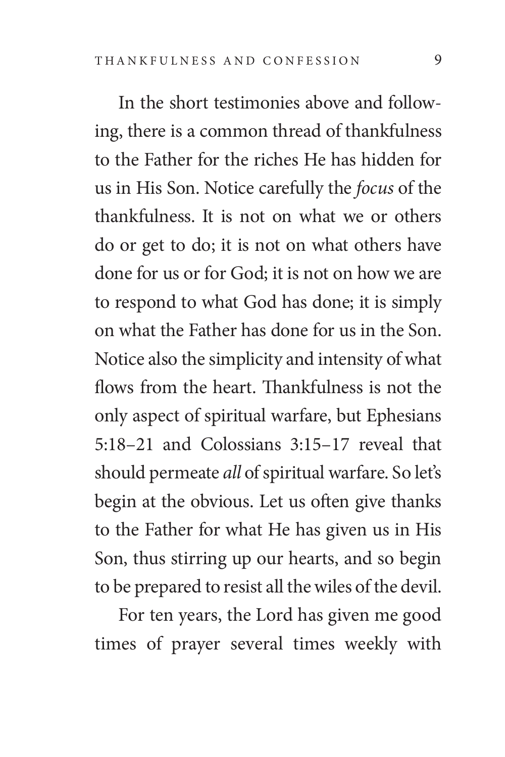In the short testimonies above and following, there is a common thread of thankfulness to the Father for the riches He has hidden for us in His Son. Notice carefully the *focus* of the thankfulness. It is not on what we or others do or get to do; it is not on what others have done for us or for God; it is not on how we are to respond to what God has done; it is simply on what the Father has done for us in the Son. Notice also the simplicity and intensity of what flows from the heart. Thankfulness is not the only aspect of spiritual warfare, but Ephesians 5:18–21 and Colossians 3:15–17 reveal that should permeate *all* of spiritual warfare. So let's begin at the obvious. Let us often give thanks to the Father for what He has given us in His Son, thus stirring up our hearts, and so begin to be prepared to resist all the wiles of the devil.

For ten years, the Lord has given me good times of prayer several times weekly with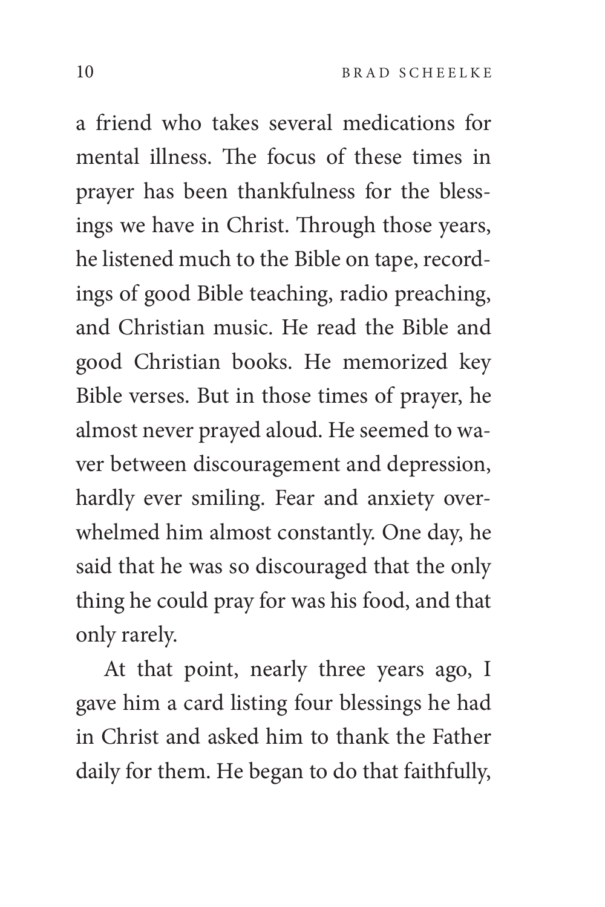a friend who takes several medications for mental illness. The focus of these times in prayer has been thankfulness for the blessings we have in Christ. Through those years, he listened much to the Bible on tape, recordings of good Bible teaching, radio preaching, and Christian music. He read the Bible and good Christian books. He memorized key Bible verses. But in those times of prayer, he almost never prayed aloud. He seemed to waver between discouragement and depression, hardly ever smiling. Fear and anxiety overwhelmed him almost constantly. One day, he said that he was so discouraged that the only thing he could pray for was his food, and that only rarely.

At that point, nearly three years ago, I gave him a card listing four blessings he had in Christ and asked him to thank the Father daily for them. He began to do that faithfully,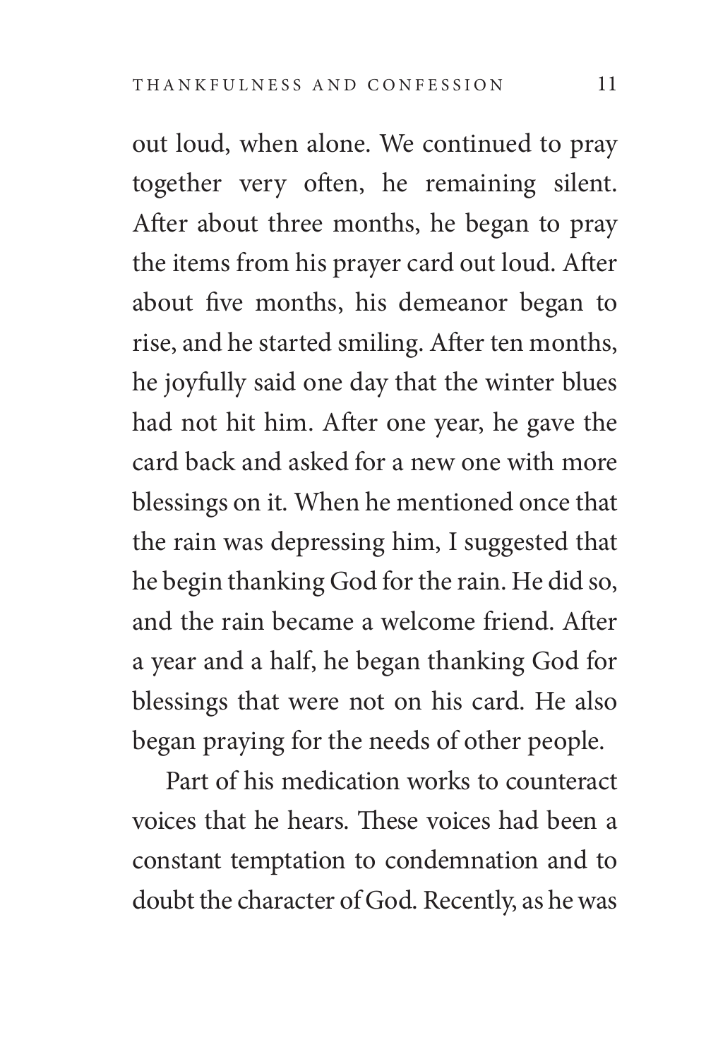out loud, when alone. We continued to pray together very often, he remaining silent. After about three months, he began to pray the items from his prayer card out loud. After about five months, his demeanor began to rise, and he started smiling. After ten months, he joyfully said one day that the winter blues had not hit him. After one year, he gave the card back and asked for a new one with more blessings on it. When he mentioned once that the rain was depressing him, I suggested that he begin thanking God for the rain. He did so, and the rain became a welcome friend. After a year and a half, he began thanking God for blessings that were not on his card. He also began praying for the needs of other people.

Part of his medication works to counteract voices that he hears. These voices had been a constant temptation to condemnation and to doubt the character of God. Recently, as he was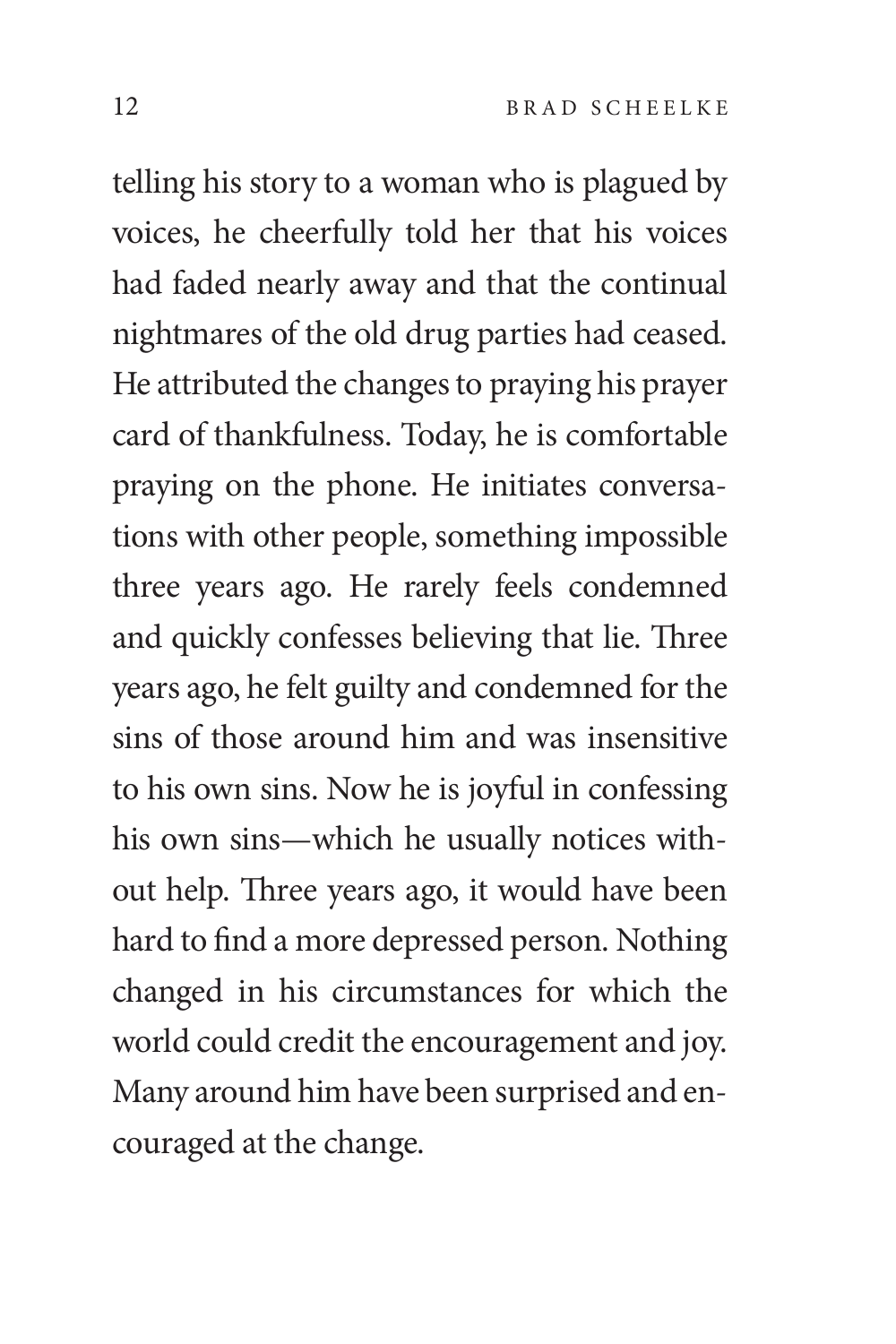telling his story to a woman who is plagued by voices, he cheerfully told her that his voices had faded nearly away and that the continual nightmares of the old drug parties had ceased. He attributed the changes to praying his prayer card of thankfulness. Today, he is comfortable praying on the phone. He initiates conversations with other people, something impossible three years ago. He rarely feels condemned and quickly confesses believing that lie. Three years ago, he felt guilty and condemned for the sins of those around him and was insensitive to his own sins. Now he is joyful in confessing his own sins—which he usually notices without help. Three years ago, it would have been hard to find a more depressed person. Nothing changed in his circumstances for which the world could credit the encouragement and joy. Many around him have been surprised and encouraged at the change.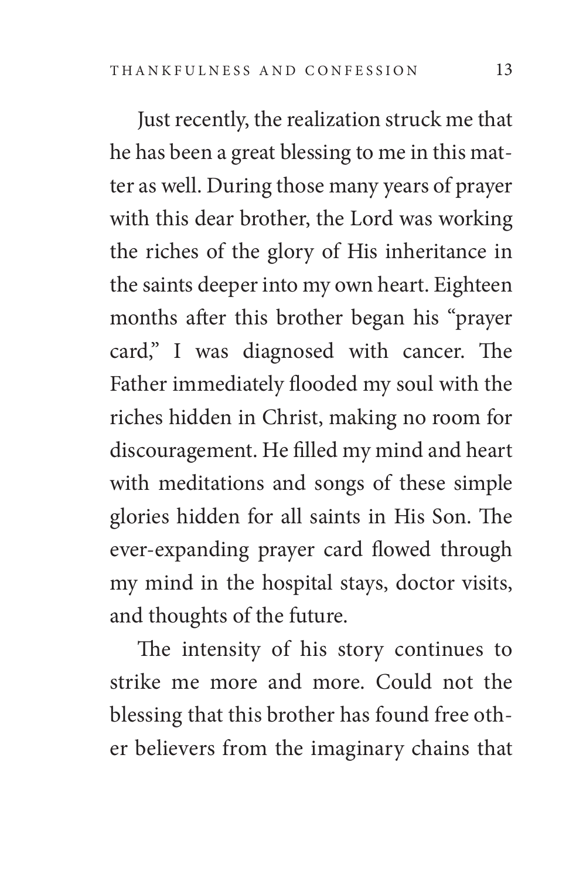Just recently, the realization struck me that he has been a great blessing to me in this matter as well. During those many years of prayer with this dear brother, the Lord was working the riches of the glory of His inheritance in the saints deeper into my own heart. Eighteen months after this brother began his "prayer card," I was diagnosed with cancer. The Father immediately flooded my soul with the riches hidden in Christ, making no room for discouragement. He filled my mind and heart with meditations and songs of these simple glories hidden for all saints in His Son. The ever-expanding prayer card flowed through my mind in the hospital stays, doctor visits, and thoughts of the future.

The intensity of his story continues to strike me more and more. Could not the blessing that this brother has found free other believers from the imaginary chains that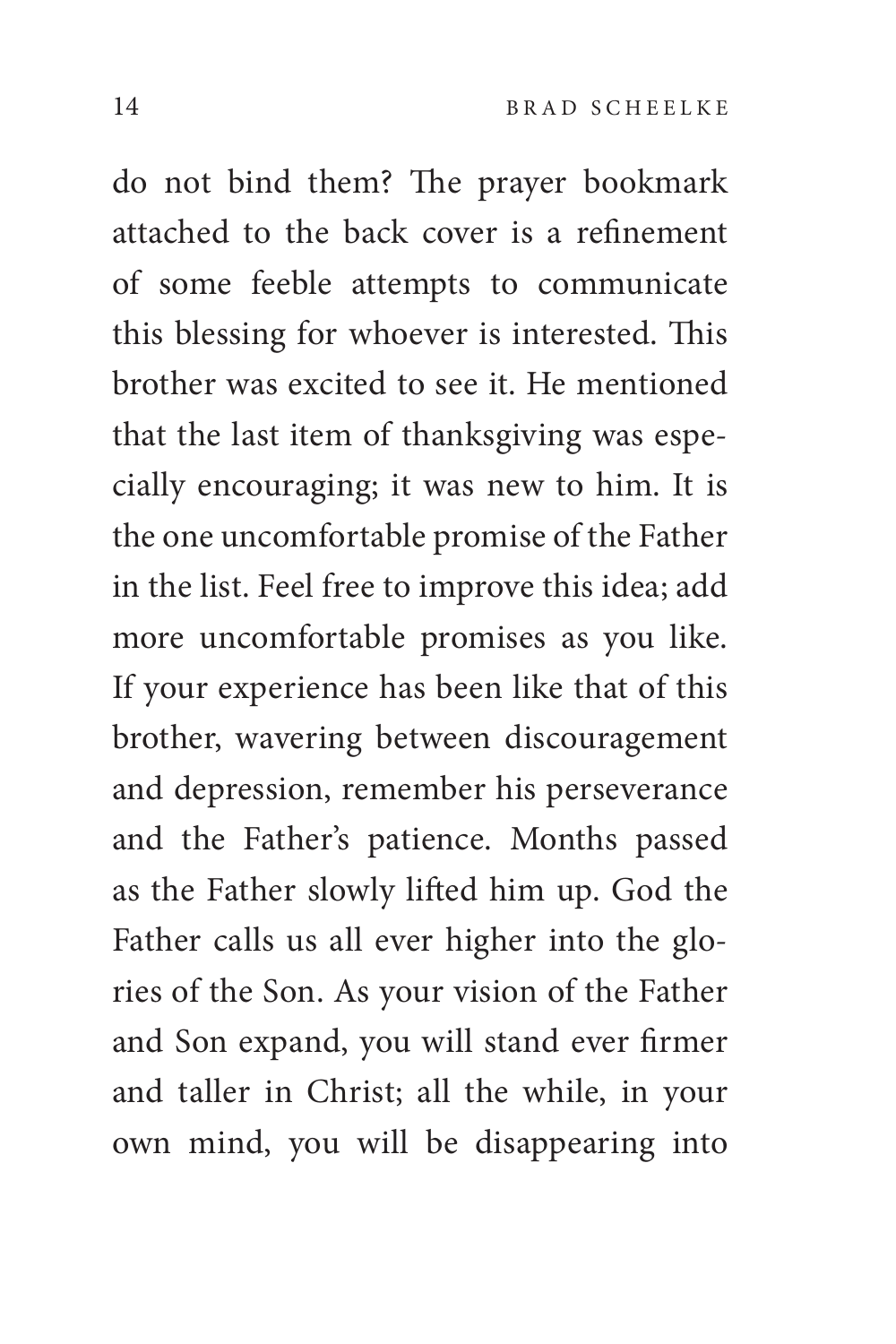do not bind them? The prayer bookmark attached to the back cover is a refinement of some feeble attempts to communicate this blessing for whoever is interested. This brother was excited to see it. He mentioned that the last item of thanksgiving was especially encouraging; it was new to him. It is the one uncomfortable promise of the Father in the list. Feel free to improve this idea; add more uncomfortable promises as you like. If your experience has been like that of this brother, wavering between discouragement and depression, remember his perseverance and the Father's patience. Months passed as the Father slowly lifted him up. God the Father calls us all ever higher into the glories of the Son. As your vision of the Father and Son expand, you will stand ever firmer and taller in Christ; all the while, in your own mind, you will be disappearing into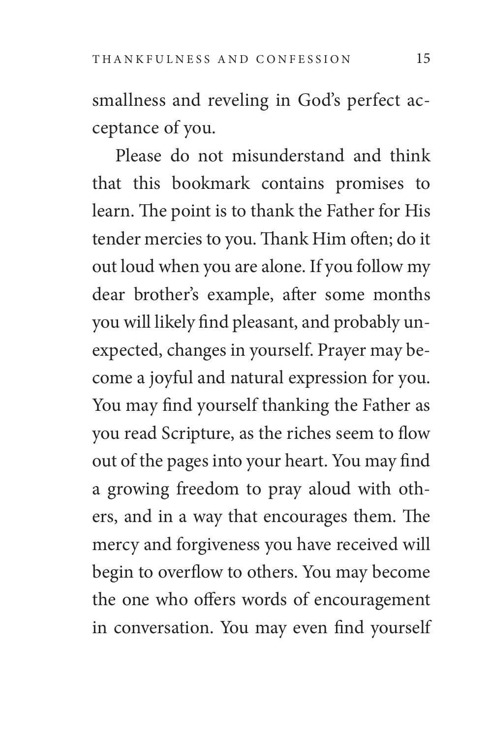smallness and reveling in God's perfect acceptance of you.

Please do not misunderstand and think that this bookmark contains promises to learn. The point is to thank the Father for His tender mercies to you. Thank Him often; do it out loud when you are alone. If you follow my dear brother's example, after some months you will likely find pleasant, and probably unexpected, changes in yourself. Prayer may become a joyful and natural expression for you. You may find yourself thanking the Father as you read Scripture, as the riches seem to flow out of the pages into your heart. You may find a growing freedom to pray aloud with others, and in a way that encourages them. The mercy and forgiveness you have received will begin to overflow to others. You may become the one who offers words of encouragement in conversation. You may even find yourself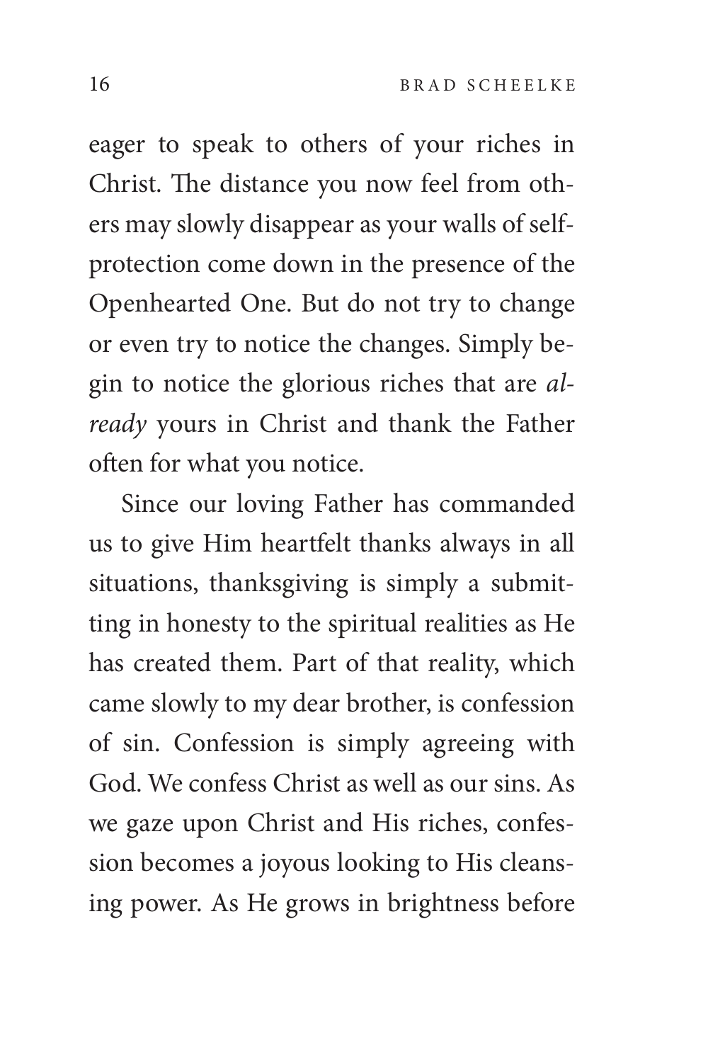eager to speak to others of your riches in Christ. The distance you now feel from others may slowly disappear as your walls of self-protection come down in the presence of the Openhearted One. But do not try to change or even try to notice the changes. Simply begin to notice the glorious riches that are *already* yours in Christ and thank the Father often for what you notice.

Since our loving Father has commanded us to give Him heartfelt thanks always in all situations, thanksgiving is simply a submitting in honesty to the spiritual realities as He has created them. Part of that reality, which came slowly to my dear brother, is confession of sin. Confession is simply agreeing with God. We confess Christ as well as our sins. As we gaze upon Christ and His riches, confession becomes a joyous looking to His cleansing power. As He grows in brightness before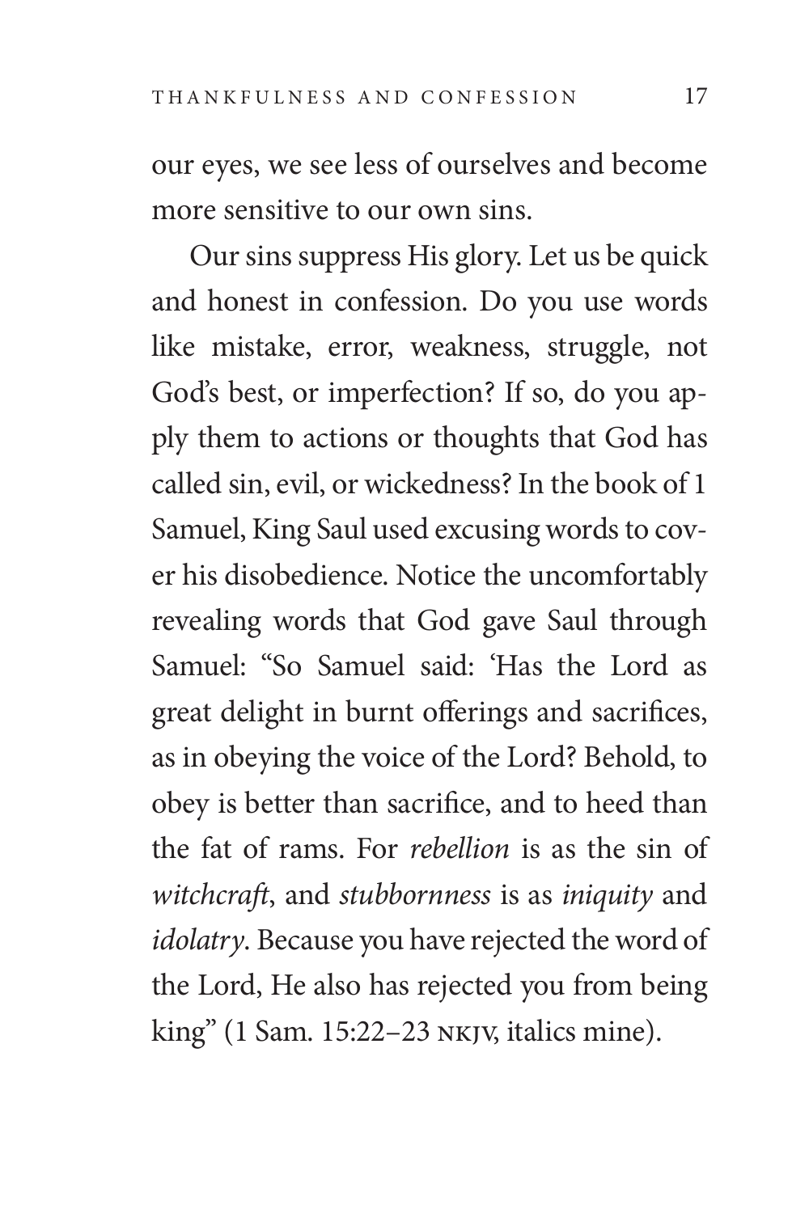our eyes, we see less of ourselves and become more sensitive to our own sins.

Our sins suppress His glory. Let us be quick and honest in confession. Do you use words like mistake, error, weakness, struggle, not God's best, or imperfection? If so, do you apply them to actions or thoughts that God has called sin, evil, or wickedness? In the book of 1 Samuel, King Saul used excusing words to cover his disobedience. Notice the uncomfortably revealing words that God gave Saul through Samuel: "So Samuel said: 'Has the Lord as great delight in burnt offerings and sacrifices, as in obeying the voice of the Lord? Behold, to obey is better than sacrifice, and to heed than the fat of rams. For *rebellion* is as the sin of *witchcraft*, and *stubbornness* is as *iniquity* and *idolatry*. Because you have rejected the word of the Lord, He also has rejected you from being king" (1 Sam. 15:22–23 NKJV, italics mine).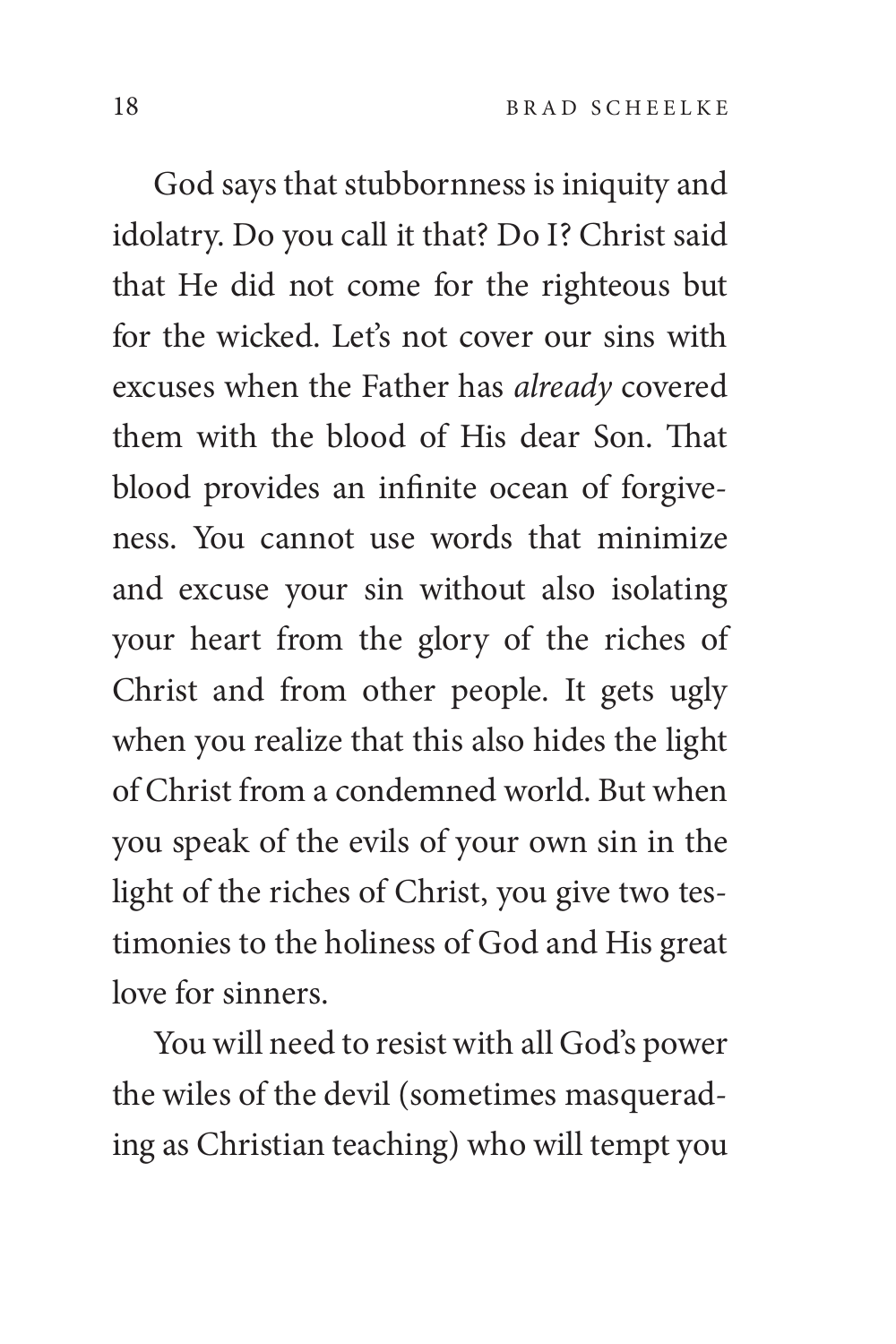God says that stubbornness is iniquity and idolatry. Do you call it that? Do I? Christ said that He did not come for the righteous but for the wicked. Let's not cover our sins with excuses when the Father has *already* covered them with the blood of His dear Son. That blood provides an infinite ocean of forgiveness. You cannot use words that minimize and excuse your sin without also isolating your heart from the glory of the riches of Christ and from other people. It gets ugly when you realize that this also hides the light of Christ from a condemned world. But when you speak of the evils of your own sin in the light of the riches of Christ, you give two testimonies to the holiness of God and His great love for sinners.

You will need to resist with all God's power the wiles of the devil (sometimes masquerading as Christian teaching) who will tempt you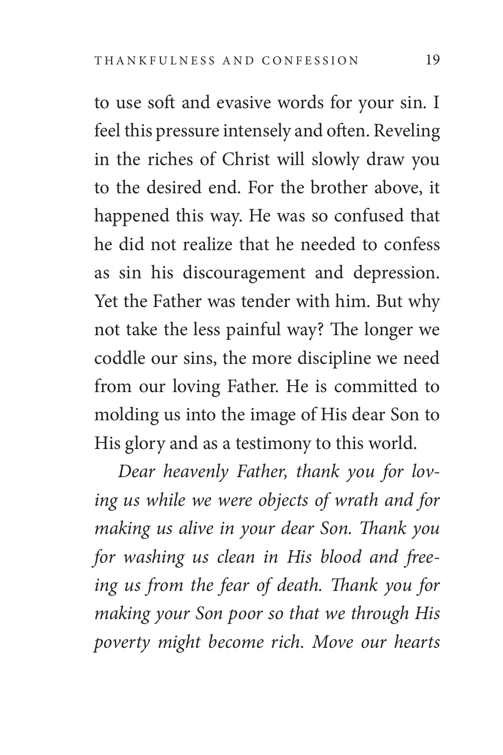to use soft and evasive words for your sin. I feel this pressure intensely and often. Reveling in the riches of Christ will slowly draw you to the desired end. For the brother above, it happened this way. He was so confused that he did not realize that he needed to confess as sin his discouragement and depression. Yet the Father was tender with him. But why not take the less painful way? The longer we coddle our sins, the more discipline we need from our loving Father. He is committed to molding us into the image of His dear Son to His glory and as a testimony to this world.

*Dear heavenly Father, thank you for loving us while we were objects of wrath and for making us alive in your dear Son. Thank you for washing us clean in His blood and freeing us from the fear of death. Thank you for making your Son poor so that we through His poverty might become rich. Move our hearts*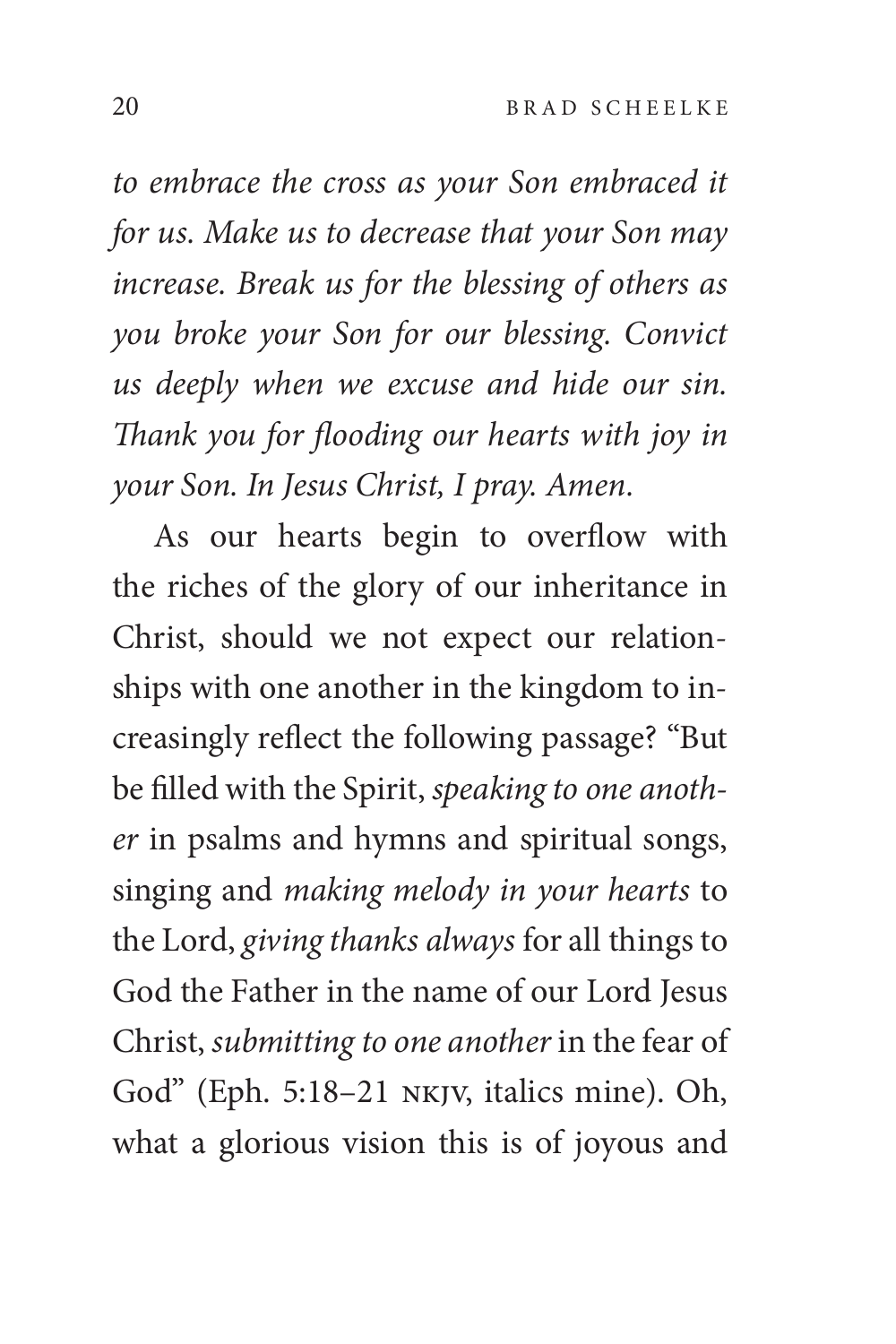*to embrace the cross as your Son embraced it for us. Make us to decrease that your Son may increase. Break us for the blessing of others as you broke your Son for our blessing. Convict us deeply when we excuse and hide our sin. Thank you for flooding our hearts with joy in your Son. In Jesus Christ, I pray. Amen.*

As our hearts begin to overflow with the riches of the glory of our inheritance in Christ, should we not expect our relationships with one another in the kingdom to increasingly reflect the following passage? "But be filled with the Spirit, *speaking to one another* in psalms and hymns and spiritual songs, singing and *making melody in your hearts* to the Lord, *giving thanks always* for all things to God the Father in the name of our Lord Jesus Christ, *submitting to one another* in the fear of God" (Eph. 5:18–21 NKJV, italics mine). Oh, what a glorious vision this is of joyous and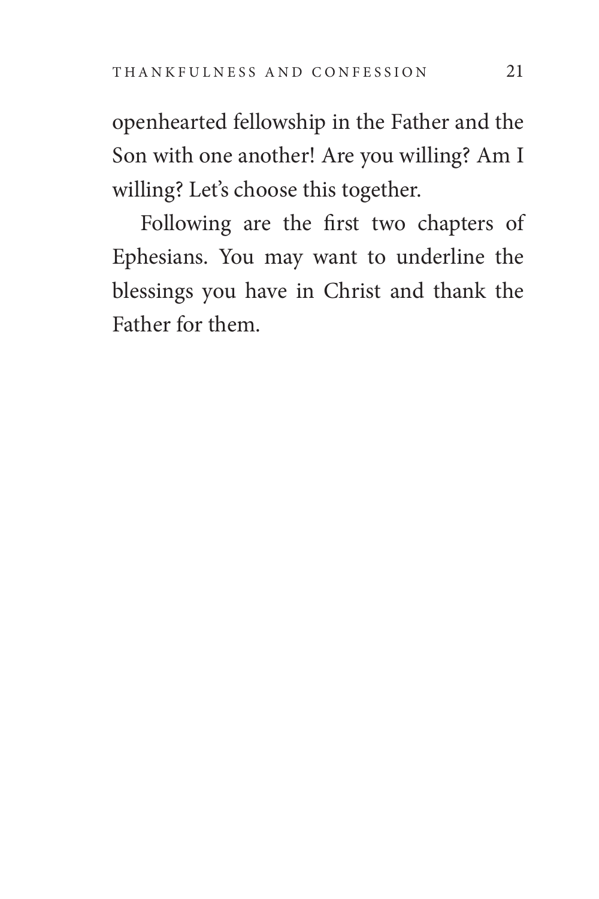openhearted fellowship in the Father and the Son with one another! Are you willing? Am I willing? Let's choose this together.

Following are the first two chapters of Ephesians. You may want to underline the blessings you have in Christ and thank the Father for them.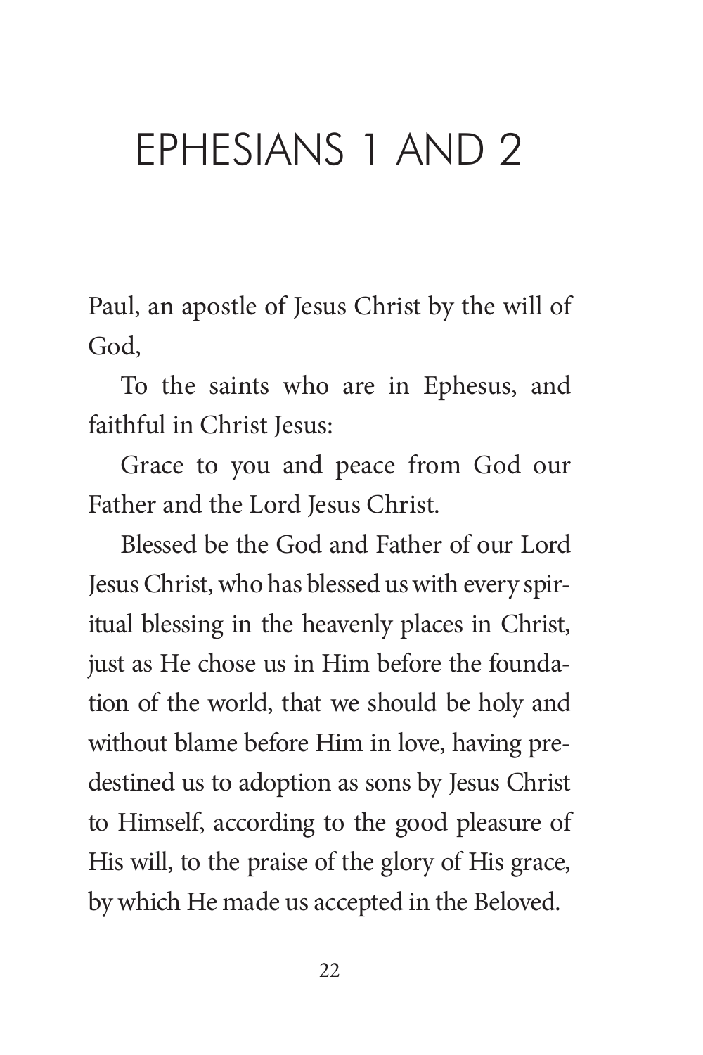# EPHESIANS 1 AND 2

Paul, an apostle of Jesus Christ by the will of God,

To the saints who are in Ephesus, and faithful in Christ Jesus:

Grace to you and peace from God our Father and the Lord Jesus Christ.

Blessed be the God and Father of our Lord Jesus Christ, who has blessed us with every spiritual blessing in the heavenly places in Christ, just as He chose us in Him before the foundation of the world, that we should be holy and without blame before Him in love, having predestined us to adoption as sons by Jesus Christ to Himself, according to the good pleasure of His will, to the praise of the glory of His grace, by which He made us accepted in the Beloved.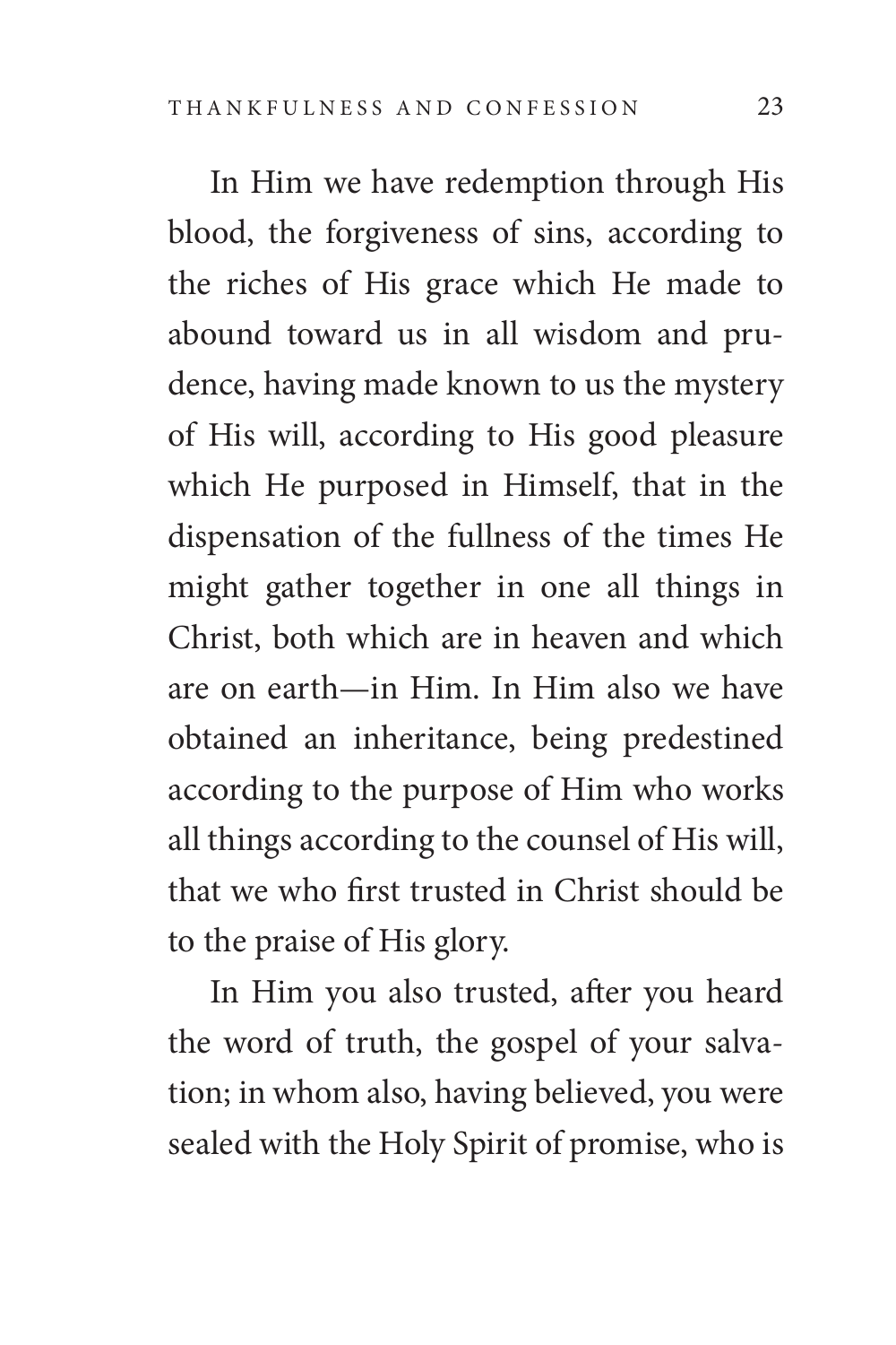In Him we have redemption through His blood, the forgiveness of sins, according to the riches of His grace which He made to abound toward us in all wisdom and prudence, having made known to us the mystery of His will, according to His good pleasure which He purposed in Himself, that in the dispensation of the fullness of the times He might gather together in one all things in Christ, both which are in heaven and which are on earth—in Him. In Him also we have obtained an inheritance, being predestined according to the purpose of Him who works all things according to the counsel of His will, that we who first trusted in Christ should be to the praise of His glory.

In Him you also trusted, after you heard the word of truth, the gospel of your salvation; in whom also, having believed, you were sealed with the Holy Spirit of promise, who is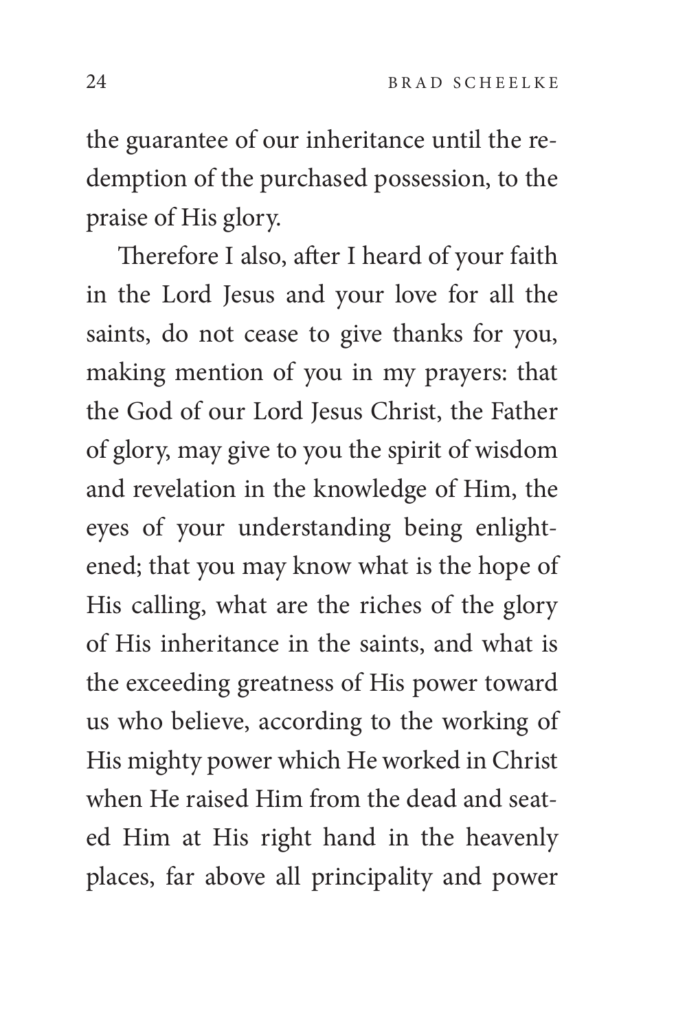the guarantee of our inheritance until the redemption of the purchased possession, to the praise of His glory.

Therefore I also, after I heard of your faith in the Lord Jesus and your love for all the saints, do not cease to give thanks for you, making mention of you in my prayers: that the God of our Lord Jesus Christ, the Father of glory, may give to you the spirit of wisdom and revelation in the knowledge of Him, the eyes of your understanding being enlightened; that you may know what is the hope of His calling, what are the riches of the glory of His inheritance in the saints, and what is the exceeding greatness of His power toward us who believe, according to the working of His mighty power which He worked in Christ when He raised Him from the dead and seated Him at His right hand in the heavenly places, far above all principality and power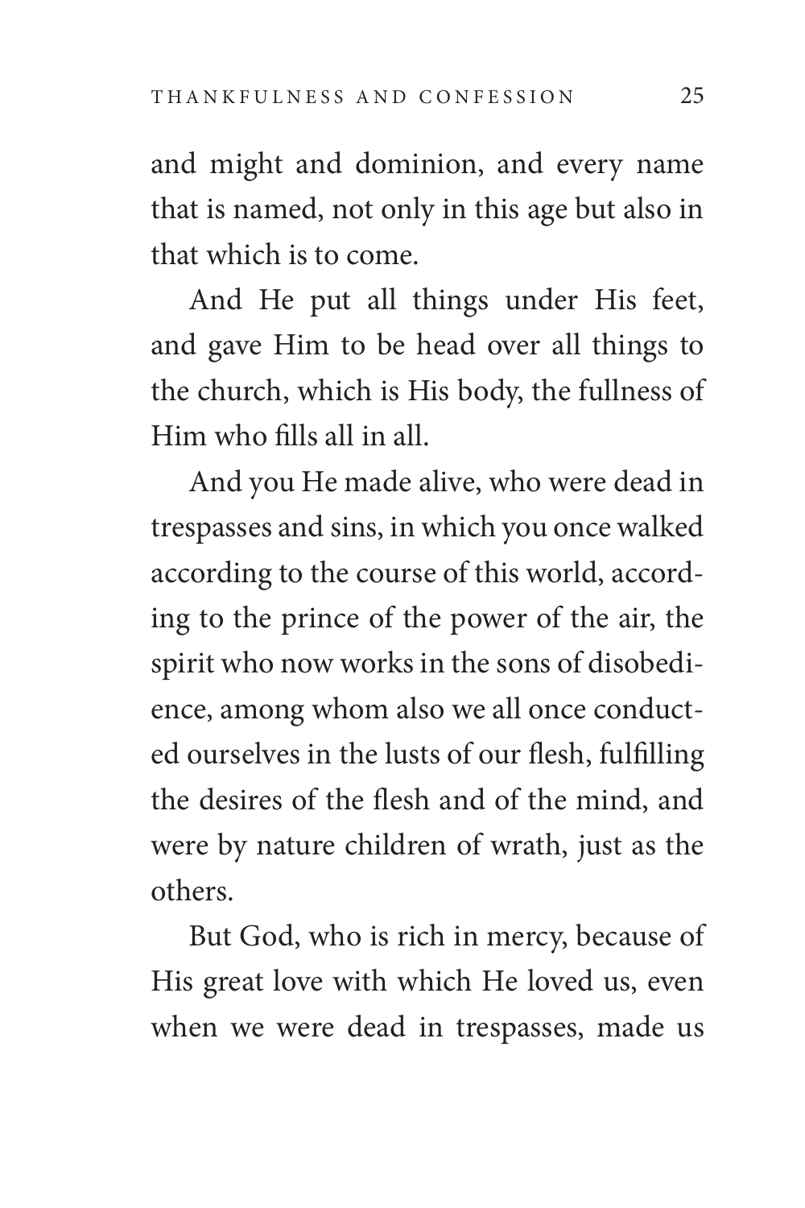and might and dominion, and every name that is named, not only in this age but also in that which is to come.

And He put all things under His feet, and gave Him to be head over all things to the church, which is His body, the fullness of Him who fills all in all.

And you He made alive, who were dead in trespasses and sins, in which you once walked according to the course of this world, according to the prince of the power of the air, the spirit who now works in the sons of disobedience, among whom also we all once conducted ourselves in the lusts of our flesh, fulfilling the desires of the flesh and of the mind, and were by nature children of wrath, just as the others.

But God, who is rich in mercy, because of His great love with which He loved us, even when we were dead in trespasses, made us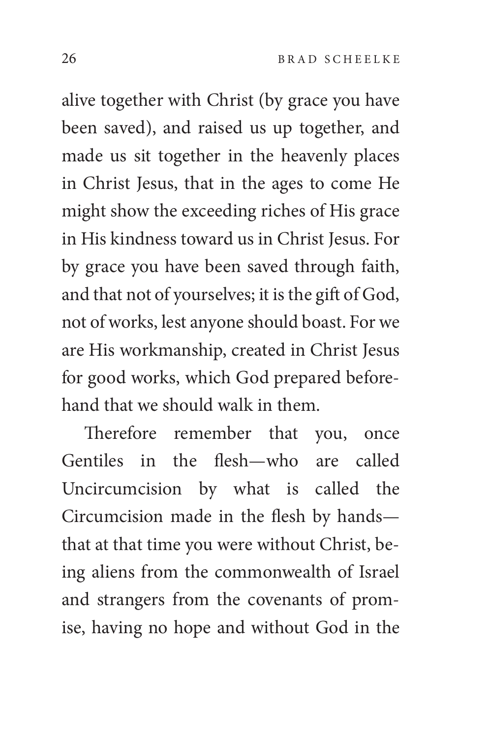alive together with Christ (by grace you have been saved), and raised us up together, and made us sit together in the heavenly places in Christ Jesus, that in the ages to come He might show the exceeding riches of His grace in His kindness toward us in Christ Jesus. For by grace you have been saved through faith, and that not of yourselves; it is the gift of God, not of works, lest anyone should boast. For we are His workmanship, created in Christ Jesus for good works, which God prepared beforehand that we should walk in them.

Therefore remember that you, once Gentiles in the flesh—who are called Uncircumcision by what is called the Circumcision made in the flesh by hands—that at that time you were without Christ, being aliens from the commonwealth of Israel and strangers from the covenants of promise, having no hope and without God in the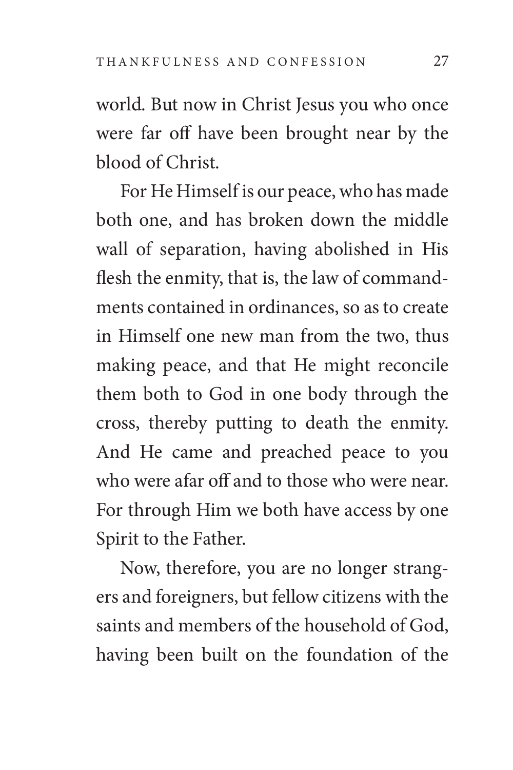world. But now in Christ Jesus you who once were far off have been brought near by the blood of Christ.

For He Himself is our peace, who has made both one, and has broken down the middle wall of separation, having abolished in His flesh the enmity, that is, the law of commandments contained in ordinances, so as to create in Himself one new man from the two, thus making peace, and that He might reconcile them both to God in one body through the cross, thereby putting to death the enmity. And He came and preached peace to you who were afar off and to those who were near. For through Him we both have access by one Spirit to the Father.

Now, therefore, you are no longer strangers and foreigners, but fellow citizens with the saints and members of the household of God, having been built on the foundation of the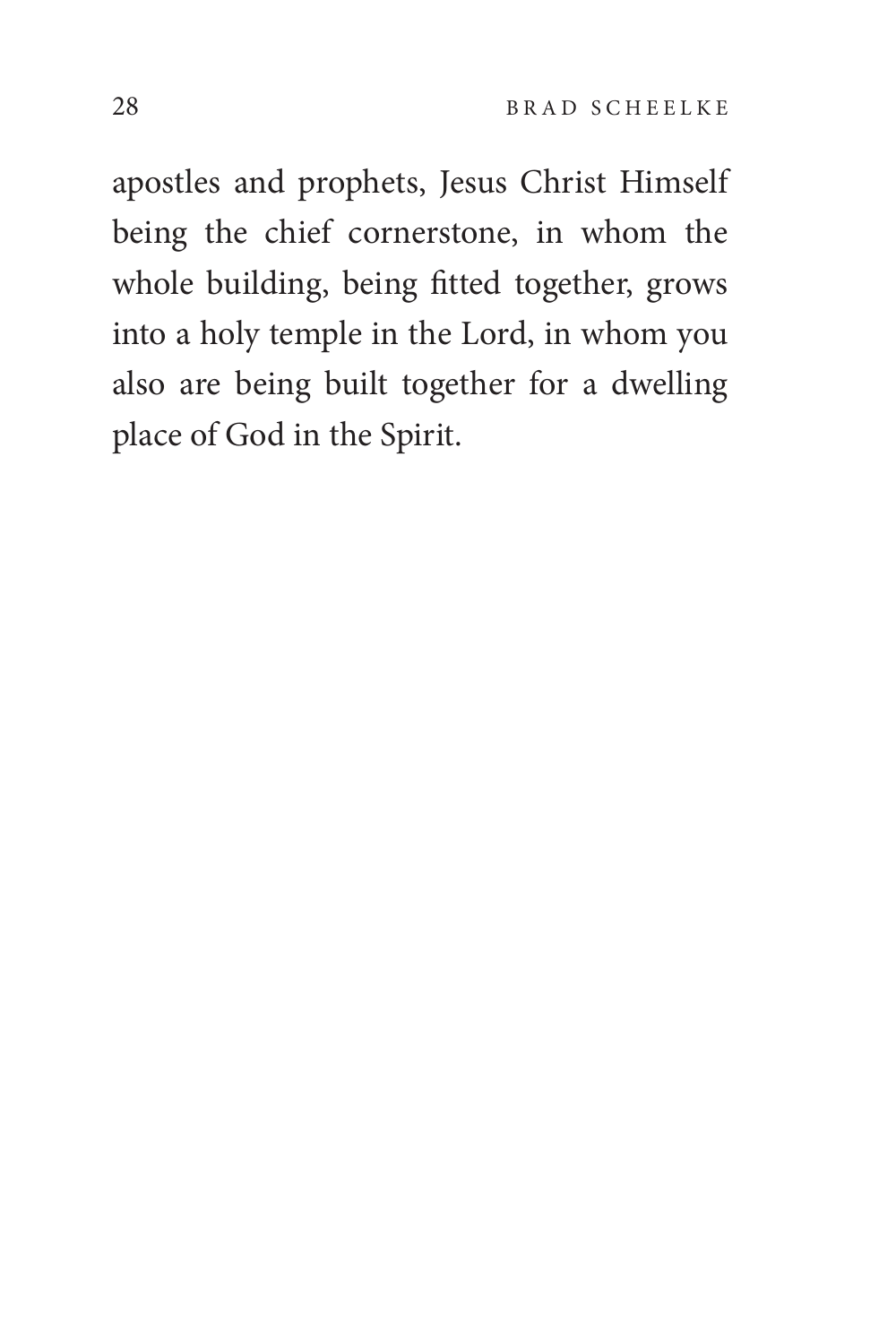apostles and prophets, Jesus Christ Himself being the chief cornerstone, in whom the whole building, being fitted together, grows into a holy temple in the Lord, in whom you also are being built together for a dwelling place of God in the Spirit.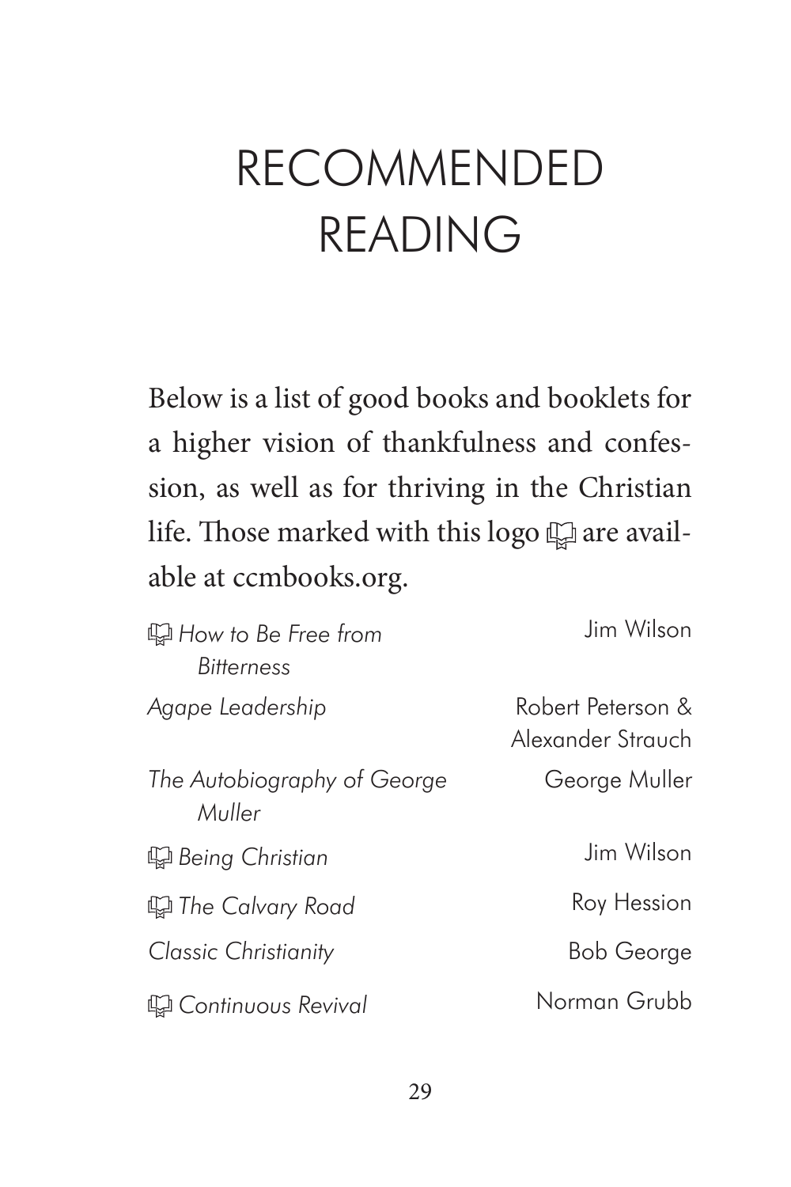# RECOMMENDED READING

Below is a list of good books and booklets for a higher vision of thankfulness and confession, as well as for thriving in the Christian life. Those marked with this logo 📖 are available at ccmbooks.org.

| | |
|---|---|
| 📖 *How to Be Free from Bitterness* | Jim Wilson |
| *Agape Leadership* | Robert Peterson & Alexander Strauch |
| *The Autobiography of George Muller* | George Muller |
| 📖 *Being Christian* | Jim Wilson |
| 📖 *The Calvary Road* | Roy Hession |
| *Classic Christianity* | Bob George |
| 📖 *Continuous Revival* | Norman Grubb |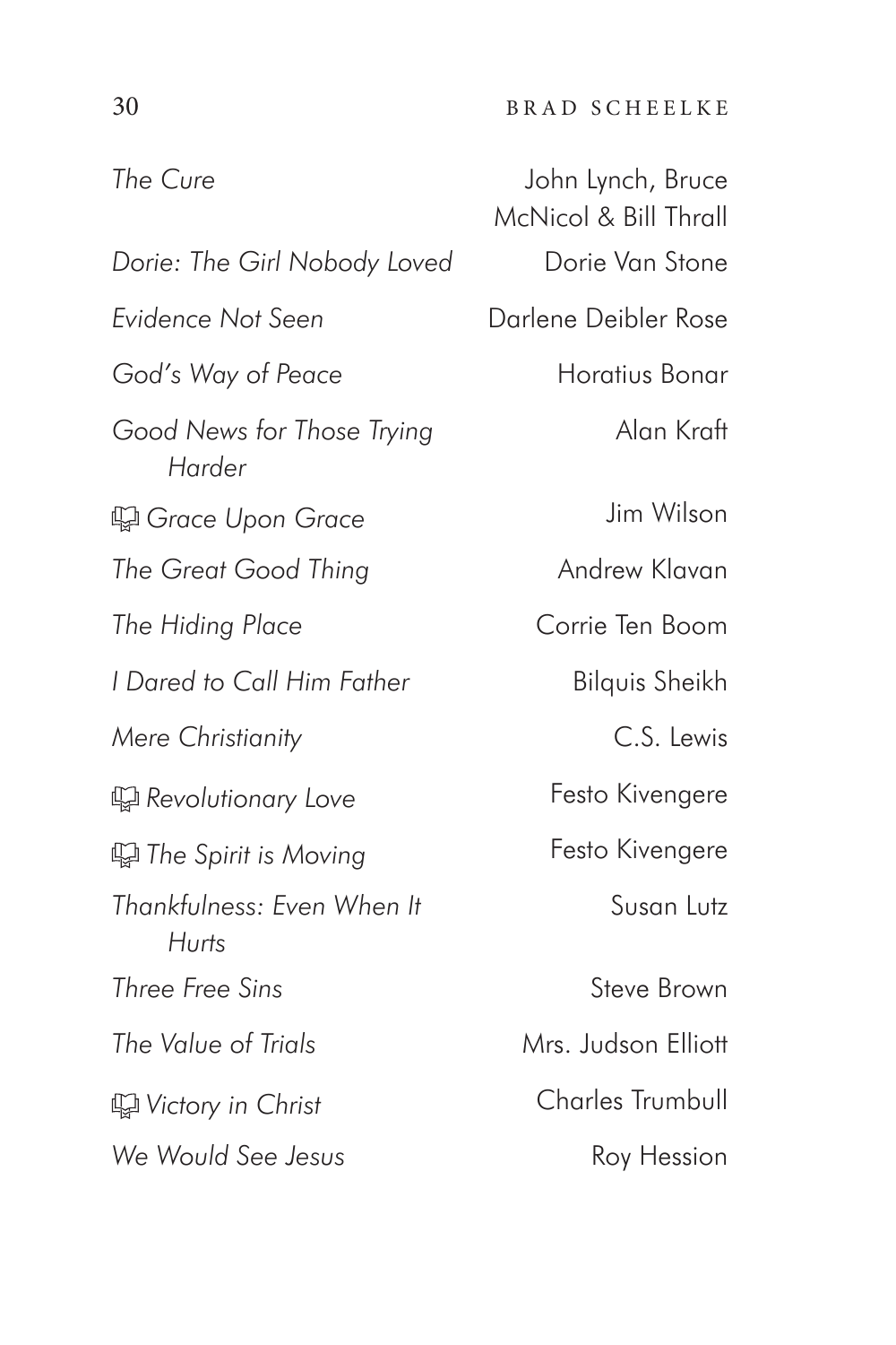| | |
|---|---|
| *The Cure* | John Lynch, Bruce McNicol & Bill Thrall |
| *Dorie: The Girl Nobody Loved* | Dorie Van Stone |
| *Evidence Not Seen* | Darlene Deibler Rose |
| *God's Way of Peace* | Horatius Bonar |
| *Good News for Those Trying Harder* | Alan Kraft |
| 🕮 *Grace Upon Grace* | Jim Wilson |
| *The Great Good Thing* | Andrew Klavan |
| *The Hiding Place* | Corrie Ten Boom |
| *I Dared to Call Him Father* | Bilquis Sheikh |
| *Mere Christianity* | C.S. Lewis |
| 🕮 *Revolutionary Love* | Festo Kivengere |
| 🕮 *The Spirit is Moving* | Festo Kivengere |
| *Thankfulness: Even When It Hurts* | Susan Lutz |
| *Three Free Sins* | Steve Brown |
| *The Value of Trials* | Mrs. Judson Elliott |
| 🕮 *Victory in Christ* | Charles Trumbull |
| *We Would See Jesus* | Roy Hession |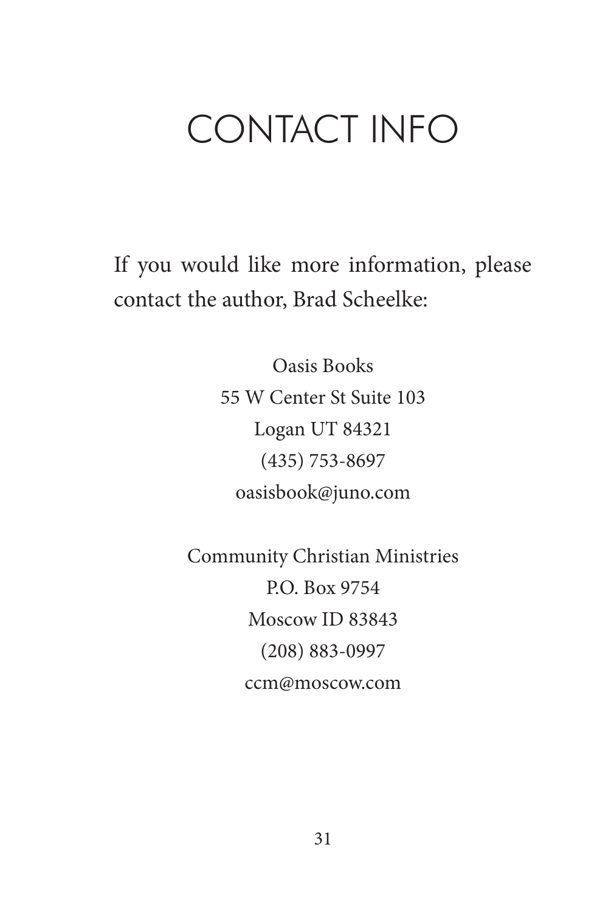# CONTACT INFO

If you would like more information, please contact the author, Brad Scheelke:

Oasis Books  
55 W Center St Suite 103  
Logan UT 84321  
(435) 753-8697  
oasisbook@juno.com

Community Christian Ministries  
P.O. Box 9754  
Moscow ID 83843  
(208) 883-0997  
ccm@moscow.com